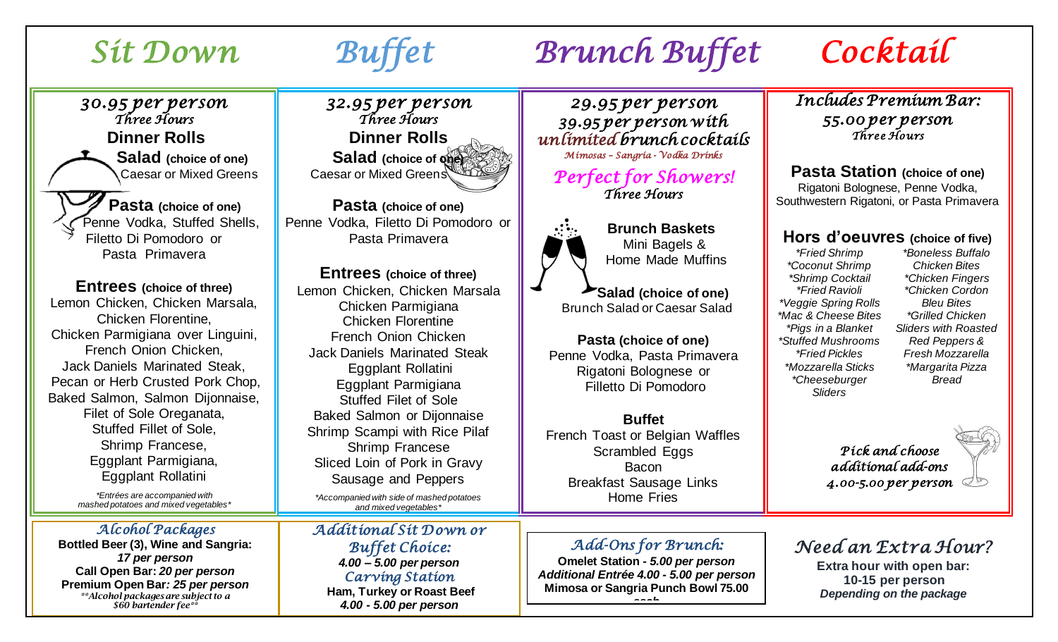# Sit Down

*30.95 per person*
*Three Hours*

**Dinner Rolls**

**Salad** (choice of one)
Caesar or Mixed Greens

**Pasta** (choice of one)
Penne Vodka, Stuffed Shells, Filetto Di Pomodoro or Pasta Primavera

**Entrees** (choice of three)
Lemon Chicken, Chicken Marsala, Chicken Florentine, Chicken Parmigiana over Linguini, French Onion Chicken, Jack Daniels Marinated Steak, Pecan or Herb Crusted Pork Chop, Baked Salmon, Salmon Dijonnaise, Filet of Sole Oreganata, Stuffed Fillet of Sole, Shrimp Francese, Eggplant Parmigiana, Eggplant Rollatini

*Entrées are accompanied with mashed potatoes and mixed vegetables*

# Buffet

*32.95 per person*
*Three Hours*

**Dinner Rolls**

**Salad** (choice of one)
Caesar or Mixed Greens

**Pasta** (choice of one)
Penne Vodka, Filetto Di Pomodoro or Pasta Primavera

**Entrees** (choice of three)
Lemon Chicken, Chicken Marsala
Chicken Parmigiana
Chicken Florentine
French Onion Chicken
Jack Daniels Marinated Steak
Eggplant Rollatini
Eggplant Parmigiana
Stuffed Filet of Sole
Baked Salmon or Dijonnaise
Shrimp Scampi with Rice Pilaf
Shrimp Francese
Sliced Loin of Pork in Gravy
Sausage and Peppers

*Accompanied with side of mashed potatoes and mixed vegetables*

# Brunch Buffet

*29.95 per person*
*39.95 per person with unlimited brunch cocktails*
*Mimosas – Sangria - Vodka Drinks*

*Perfect for Showers!*
*Three Hours*

**Brunch Baskets**
Mini Bagels & Home Made Muffins

**Salad** (choice of one)
Brunch Salad or Caesar Salad

**Pasta** (choice of one)
Penne Vodka, Pasta Primavera
Rigatoni Bolognese or Filletto Di Pomodoro

**Buffet**
French Toast or Belgian Waffles
Scrambled Eggs
Bacon
Breakfast Sausage Links
Home Fries

# Cocktail

*Includes Premium Bar:*
*55.00 per person*
*Three Hours*

**Pasta Station** (choice of one)
Rigatoni Bolognese, Penne Vodka, Southwestern Rigatoni, or Pasta Primavera

**Hors d'oeuvres** (choice of five)

- *Fried Shrimp
- *Coconut Shrimp
- *Shrimp Cocktail
- *Fried Ravioli
- *Veggie Spring Rolls
- *Mac & Cheese Bites
- *Pigs in a Blanket
- *Stuffed Mushrooms
- *Fried Pickles
- *Mozzarella Sticks
- *Cheeseburger Sliders
- *Boneless Buffalo Chicken Bites
- *Chicken Fingers
- *Chicken Cordon Bleu Bites
- *Grilled Chicken Sliders with Roasted Red Peppers & Fresh Mozzarella
- *Margarita Pizza Bread

*Pick and choose additional add-ons 4.00-5.00 per person*

## Alcohol Packages

**Bottled Beer (3), Wine and Sangria:** ***17 per person***
**Call Open Bar:** ***20 per person***
**Premium Open Bar:** ***25 per person***

*\*\*Alcohol packages are subject to a $60 bartender fee\*\**

## Additional Sit Down or Buffet Choice:

***4.00 – 5.00 per person***

## Carving Station

**Ham, Turkey or Roast Beef**
***4.00 - 5.00 per person***

## Add-Ons for Brunch:

**Omelet Station -** ***5.00 per person***
**Additional Entrée 4.00 - 5.00 per person**
**Mimosa or Sangria Punch Bowl 75.00 each**

## Need an Extra Hour?

**Extra hour with open bar: 10-15 per person**
***Depending on the package***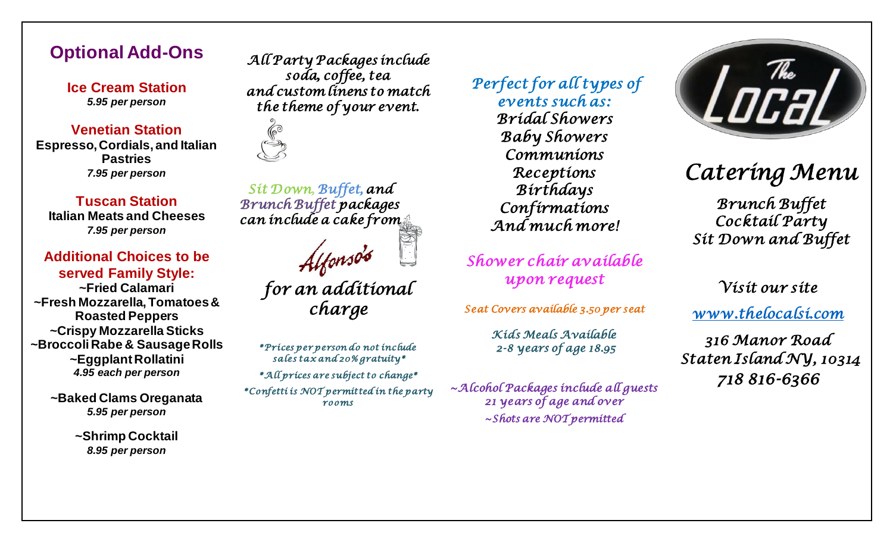## Optional Add-Ons

**Ice Cream Station**
*5.95 per person*

**Venetian Station**
**Espresso, Cordials, and Italian Pastries**
*7.95 per person*

**Tuscan Station**
**Italian Meats and Cheeses**
*7.95 per person*

**Additional Choices to be served Family Style:**
**~Fried Calamari**
**~Fresh Mozzarella, Tomatoes & Roasted Peppers**
**~Crispy Mozzarella Sticks**
**~Broccoli Rabe & Sausage Rolls**
**~Eggplant Rollatini**
*4.95 each per person*

**~Baked Clams Oreganata**
*5.95 per person*

**~Shrimp Cocktail**
*8.95 per person*

*All Party Packages include soda, coffee, tea and custom linens to match the theme of your event.*

*Sit Down, Buffet, and Brunch Buffet packages can include a cake from*

*Alfonso's*

*for an additional charge*

*\*Prices per person do not include sales tax and 20% gratuity\**

*\*All prices are subject to change\**

*\*Confetti is NOT permitted in the party rooms*

*Perfect for all types of events such as:*
*Bridal Showers*
*Baby Showers*
*Communions*
*Receptions*
*Birthdays*
*Confirmations*
*And much more!*

*Shower chair available upon request*

*Seat Covers available 3.50 per seat*

*Kids Meals Available*
*2-8 years of age 18.95*

*~Alcohol Packages include all guests 21 years of age and over*
*~Shots are NOT permitted*

# The Local

# *Catering Menu*

*Brunch Buffet*
*Cocktail Party*
*Sit Down and Buffet*

*Visit our site*

*www.thelocalsi.com*

*316 Manor Road*
*Staten Island NY, 10314*
*718 816-6366*